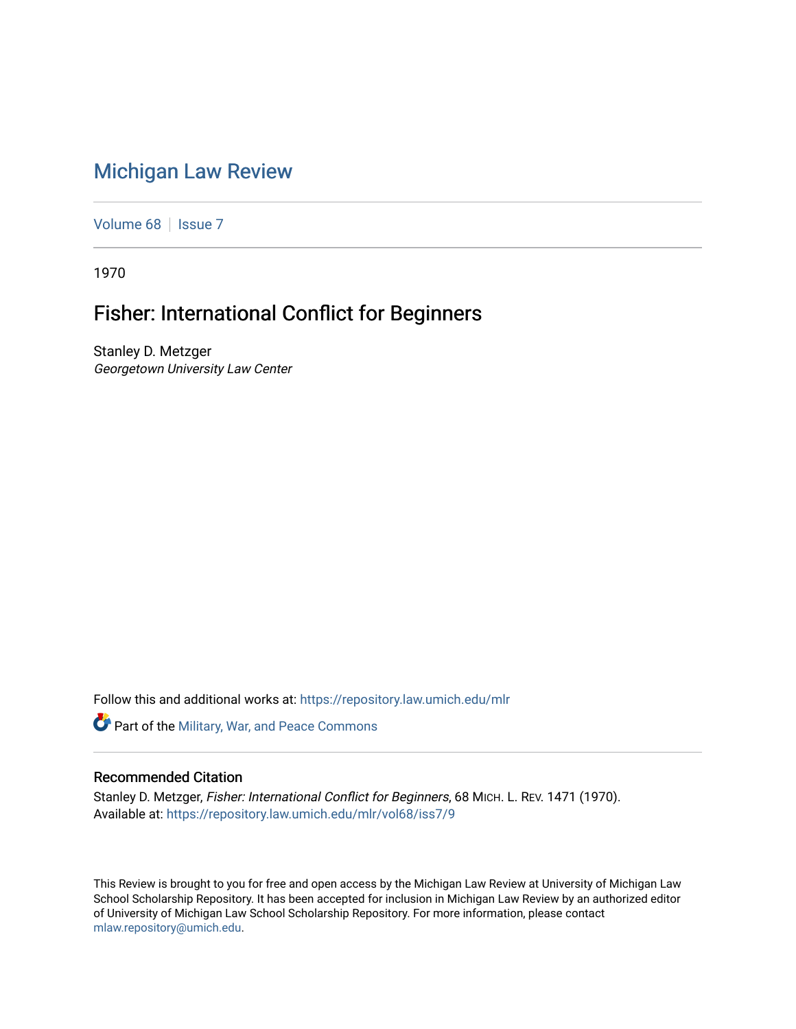# Michigan Law Review

Volume 68 | Issue 7

1970

## Fisher: International Conflict for Beginners

Stanley D. Metzger
*Georgetown University Law Center*

Follow this and additional works at: https://repository.law.umich.edu/mlr

Part of the Military, War, and Peace Commons

### Recommended Citation

Stanley D. Metzger, *Fisher: International Conflict for Beginners*, 68 MICH. L. REV. 1471 (1970).
Available at: https://repository.law.umich.edu/mlr/vol68/iss7/9

This Review is brought to you for free and open access by the Michigan Law Review at University of Michigan Law School Scholarship Repository. It has been accepted for inclusion in Michigan Law Review by an authorized editor of University of Michigan Law School Scholarship Repository. For more information, please contact mlaw.repository@umich.edu.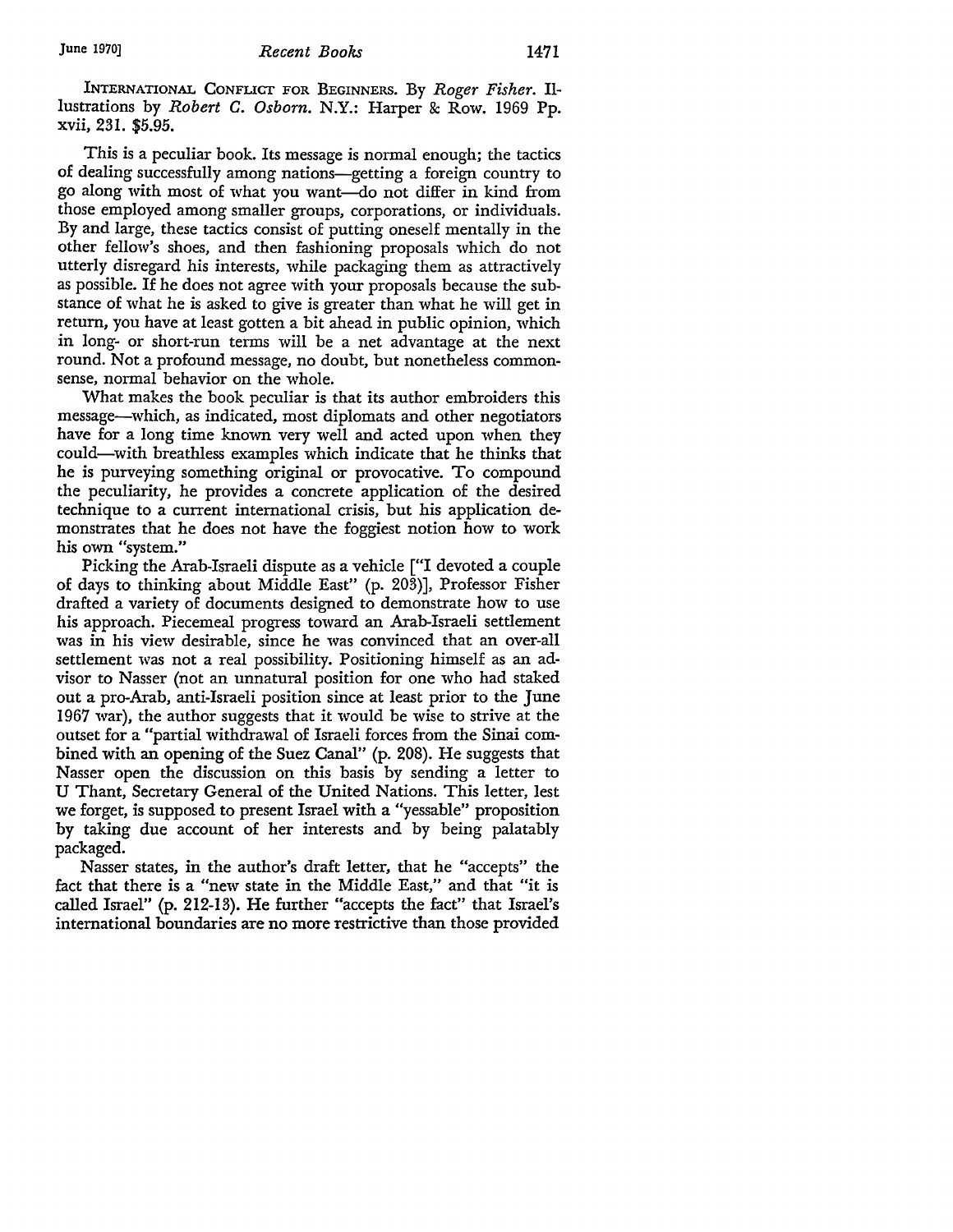INTERNATIONAL CONFLICT FOR BEGINNERS. By *Roger Fisher*. Illustrations by *Robert C. Osborn*. N.Y.: Harper & Row. 1969 Pp. xvii, 231. $5.95.

This is a peculiar book. Its message is normal enough; the tactics of dealing successfully among nations—getting a foreign country to go along with most of what you want—do not differ in kind from those employed among smaller groups, corporations, or individuals. By and large, these tactics consist of putting oneself mentally in the other fellow's shoes, and then fashioning proposals which do not utterly disregard his interests, while packaging them as attractively as possible. If he does not agree with your proposals because the substance of what he is asked to give is greater than what he will get in return, you have at least gotten a bit ahead in public opinion, which in long- or short-run terms will be a net advantage at the next round. Not a profound message, no doubt, but nonetheless commonsense, normal behavior on the whole.

What makes the book peculiar is that its author embroiders this message—which, as indicated, most diplomats and other negotiators have for a long time known very well and acted upon when they could—with breathless examples which indicate that he thinks that he is purveying something original or provocative. To compound the peculiarity, he provides a concrete application of the desired technique to a current international crisis, but his application demonstrates that he does not have the foggiest notion how to work his own "system."

Picking the Arab-Israeli dispute as a vehicle ["I devoted a couple of days to thinking about Middle East" (p. 203)], Professor Fisher drafted a variety of documents designed to demonstrate how to use his approach. Piecemeal progress toward an Arab-Israeli settlement was in his view desirable, since he was convinced that an over-all settlement was not a real possibility. Positioning himself as an advisor to Nasser (not an unnatural position for one who had staked out a pro-Arab, anti-Israeli position since at least prior to the June 1967 war), the author suggests that it would be wise to strive at the outset for a "partial withdrawal of Israeli forces from the Sinai combined with an opening of the Suez Canal" (p. 208). He suggests that Nasser open the discussion on this basis by sending a letter to U Thant, Secretary General of the United Nations. This letter, lest we forget, is supposed to present Israel with a "yessable" proposition by taking due account of her interests and by being palatably packaged.

Nasser states, in the author's draft letter, that he "accepts" the fact that there is a "new state in the Middle East," and that "it is called Israel" (p. 212-13). He further "accepts the fact" that Israel's international boundaries are no more restrictive than those provided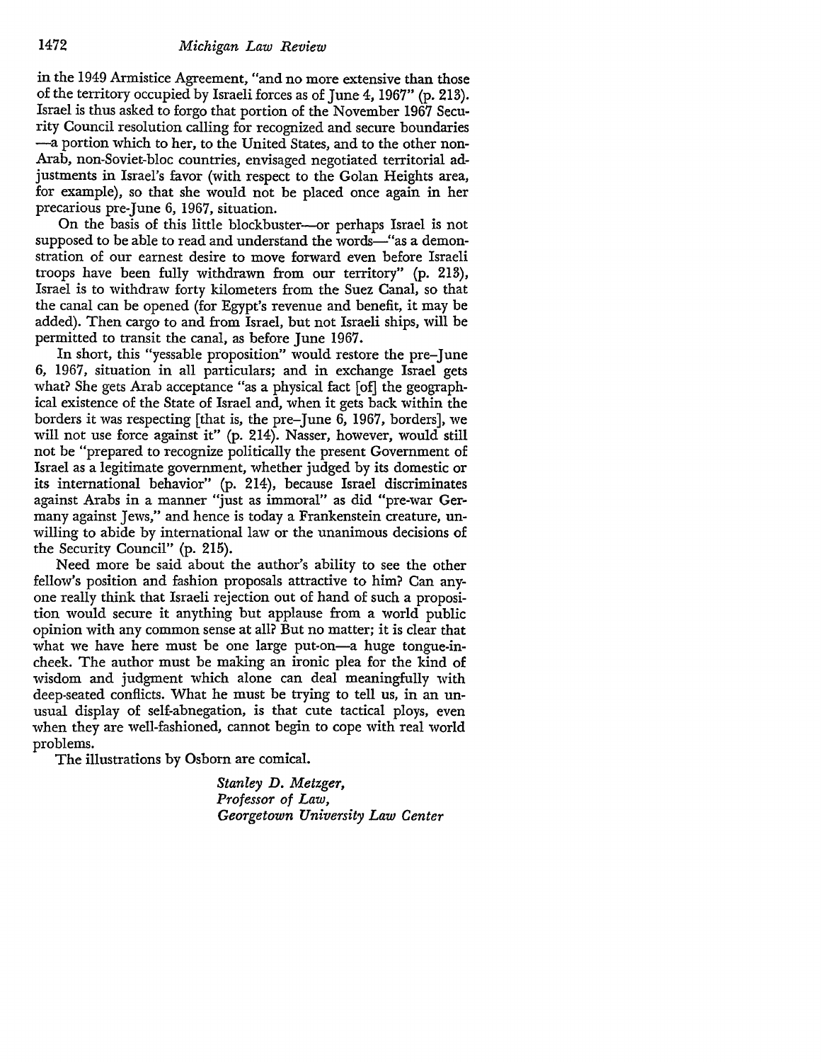in the 1949 Armistice Agreement, "and no more extensive than those of the territory occupied by Israeli forces as of June 4, 1967" (p. 213). Israel is thus asked to forgo that portion of the November 1967 Security Council resolution calling for recognized and secure boundaries —a portion which to her, to the United States, and to the other non-Arab, non-Soviet-bloc countries, envisaged negotiated territorial adjustments in Israel's favor (with respect to the Golan Heights area, for example), so that she would not be placed once again in her precarious pre-June 6, 1967, situation.

On the basis of this little blockbuster—or perhaps Israel is not supposed to be able to read and understand the words—"as a demonstration of our earnest desire to move forward even before Israeli troops have been fully withdrawn from our territory" (p. 213), Israel is to withdraw forty kilometers from the Suez Canal, so that the canal can be opened (for Egypt's revenue and benefit, it may be added). Then cargo to and from Israel, but not Israeli ships, will be permitted to transit the canal, as before June 1967.

In short, this "yessable proposition" would restore the pre-June 6, 1967, situation in all particulars; and in exchange Israel gets what? She gets Arab acceptance "as a physical fact [of] the geographical existence of the State of Israel and, when it gets back within the borders it was respecting [that is, the pre-June 6, 1967, borders], we will not use force against it" (p. 214). Nasser, however, would still not be "prepared to recognize politically the present Government of Israel as a legitimate government, whether judged by its domestic or its international behavior" (p. 214), because Israel discriminates against Arabs in a manner "just as immoral" as did "pre-war Germany against Jews," and hence is today a Frankenstein creature, unwilling to abide by international law or the unanimous decisions of the Security Council" (p. 215).

Need more be said about the author's ability to see the other fellow's position and fashion proposals attractive to him? Can anyone really think that Israeli rejection out of hand of such a proposition would secure it anything but applause from a world public opinion with any common sense at all? But no matter; it is clear that what we have here must be one large put-on—a huge tongue-in-cheek. The author must be making an ironic plea for the kind of wisdom and judgment which alone can deal meaningfully with deep-seated conflicts. What he must be trying to tell us, in an unusual display of self-abnegation, is that cute tactical ploys, even when they are well-fashioned, cannot begin to cope with real world problems.

The illustrations by Osborn are comical.

*Stanley D. Metzger,*
*Professor of Law,*
*Georgetown University Law Center*